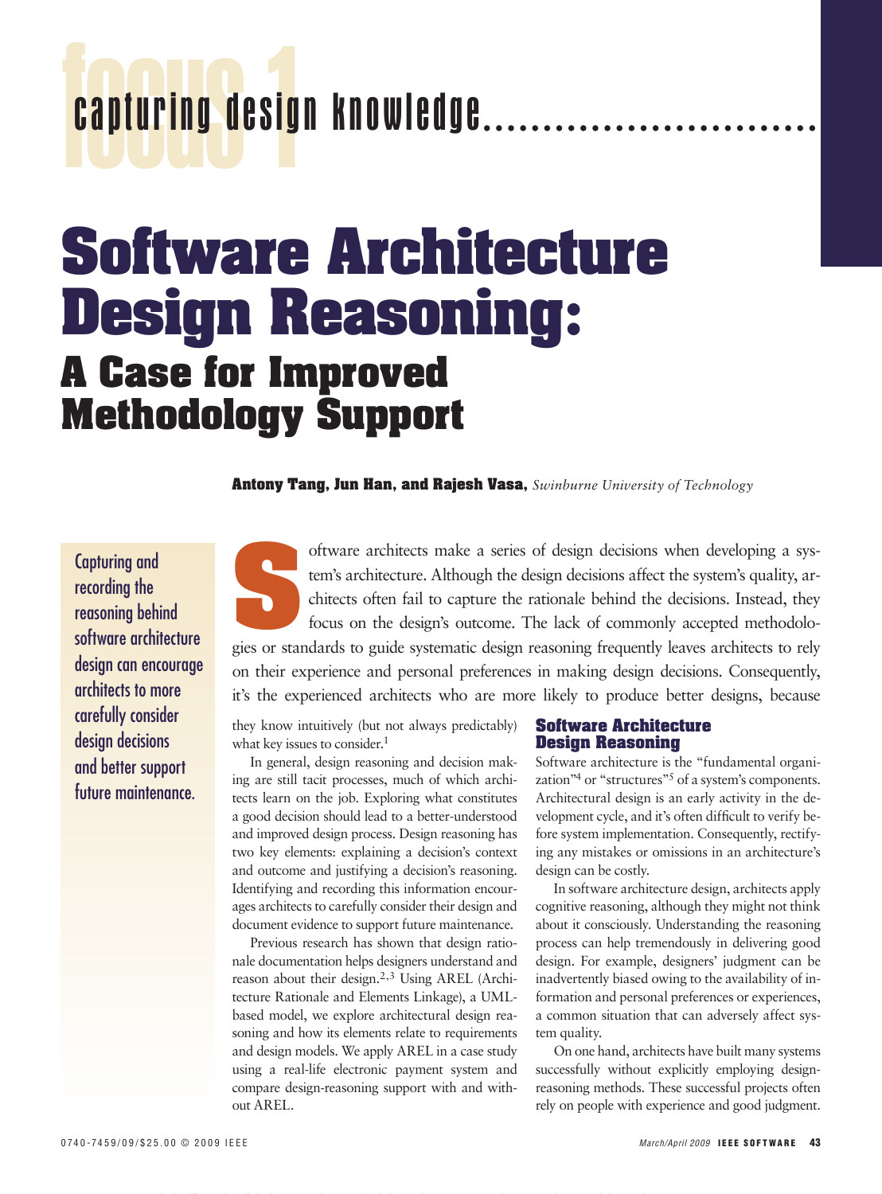focus 1 capturing design knowledge

# Software Architecture Design Reasoning:

## A Case for Improved Methodology Support

**Antony Tang, Jun Han, and Rajesh Vasa,** *Swinburne University of Technology*

Capturing and recording the reasoning behind software architecture design can encourage architects to more carefully consider design decisions and better support future maintenance.

Software architects make a series of design decisions when developing a system's architecture. Although the design decisions affect the system's quality, architects often fail to capture the rationale behind the decisions. Instead, they focus on the design's outcome. The lack of commonly accepted methodologies or standards to guide systematic design reasoning frequently leaves architects to rely on their experience and personal preferences in making design decisions. Consequently, it's the experienced architects who are more likely to produce better designs, because they know intuitively (but not always predictably) what key issues to consider.[1]

In general, design reasoning and decision making are still tacit processes, much of which architects learn on the job. Exploring what constitutes a good decision should lead to a better-understood and improved design process. Design reasoning has two key elements: explaining a decision's context and outcome and justifying a decision's reasoning. Identifying and recording this information encourages architects to carefully consider their design and document evidence to support future maintenance.

Previous research has shown that design rationale documentation helps designers understand and reason about their design.[2,3] Using AREL (Architecture Rationale and Elements Linkage), a UML-based model, we explore architectural design reasoning and how its elements relate to requirements and design models. We apply AREL in a case study using a real-life electronic payment system and compare design-reasoning support with and without AREL.

## Software Architecture Design Reasoning

Software architecture is the "fundamental organization"[4] or "structures"[5] of a system's components. Architectural design is an early activity in the development cycle, and it's often difficult to verify before system implementation. Consequently, rectifying any mistakes or omissions in an architecture's design can be costly.

In software architecture design, architects apply cognitive reasoning, although they might not think about it consciously. Understanding the reasoning process can help tremendously in delivering good design. For example, designers' judgment can be inadvertently biased owing to the availability of information and personal preferences or experiences, a common situation that can adversely affect system quality.

On one hand, architects have built many systems successfully without explicitly employing design-reasoning methods. These successful projects often rely on people with experience and good judgment.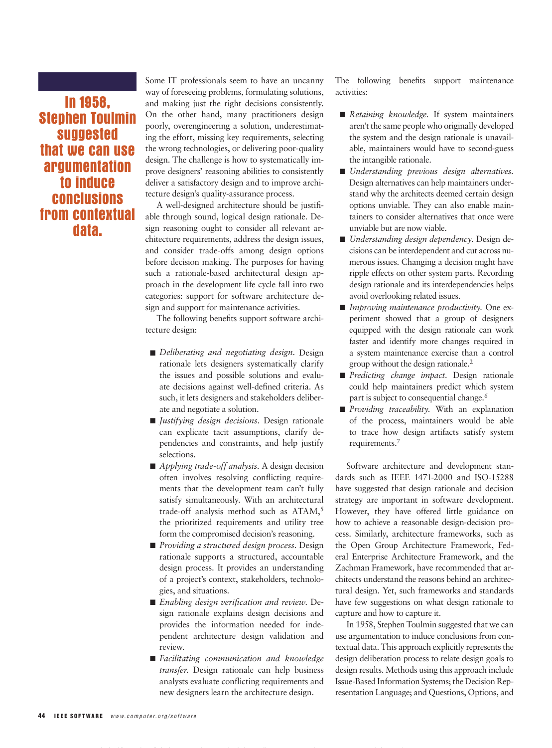> In 1958, Stephen Toulmin suggested that we can use argumentation to induce conclusions from contextual data.

Some IT professionals seem to have an uncanny way of foreseeing problems, formulating solutions, and making just the right decisions consistently. On the other hand, many practitioners design poorly, overengineering a solution, underestimating the effort, missing key requirements, selecting the wrong technologies, or delivering poor-quality design. The challenge is how to systematically improve designers' reasoning abilities to consistently deliver a satisfactory design and to improve architecture design's quality-assurance process.

A well-designed architecture should be justifiable through sound, logical design rationale. Design reasoning ought to consider all relevant architecture requirements, address the design issues, and consider trade-offs among design options before decision making. The purposes for having such a rationale-based architectural design approach in the development life cycle fall into two categories: support for software architecture design and support for maintenance activities.

The following benefits support software architecture design:

- *Deliberating and negotiating design.* Design rationale lets designers systematically clarify the issues and possible solutions and evaluate decisions against well-defined criteria. As such, it lets designers and stakeholders deliberate and negotiate a solution.
- *Justifying design decisions.* Design rationale can explicate tacit assumptions, clarify dependencies and constraints, and help justify selections.
- *Applying trade-off analysis.* A design decision often involves resolving conflicting requirements that the development team can't fully satisfy simultaneously. With an architectural trade-off analysis method such as ATAM,[5] the prioritized requirements and utility tree form the compromised decision's reasoning.
- *Providing a structured design process.* Design rationale supports a structured, accountable design process. It provides an understanding of a project's context, stakeholders, technologies, and situations.
- *Enabling design verification and review.* Design rationale explains design decisions and provides the information needed for independent architecture design validation and review.
- *Facilitating communication and knowledge transfer.* Design rationale can help business analysts evaluate conflicting requirements and new designers learn the architecture design.

The following benefits support maintenance activities:

- *Retaining knowledge.* If system maintainers aren't the same people who originally developed the system and the design rationale is unavailable, maintainers would have to second-guess the intangible rationale.
- *Understanding previous design alternatives.* Design alternatives can help maintainers understand why the architects deemed certain design options unviable. They can also enable maintainers to consider alternatives that once were unviable but are now viable.
- *Understanding design dependency.* Design decisions can be interdependent and cut across numerous issues. Changing a decision might have ripple effects on other system parts. Recording design rationale and its interdependencies helps avoid overlooking related issues.
- *Improving maintenance productivity.* One experiment showed that a group of designers equipped with the design rationale can work faster and identify more changes required in a system maintenance exercise than a control group without the design rationale.[2]
- *Predicting change impact.* Design rationale could help maintainers predict which system part is subject to consequential change.[6]
- *Providing traceability.* With an explanation of the process, maintainers would be able to trace how design artifacts satisfy system requirements.[7]

Software architecture and development standards such as IEEE 1471-2000 and ISO-15288 have suggested that design rationale and decision strategy are important in software development. However, they have offered little guidance on how to achieve a reasonable design-decision process. Similarly, architecture frameworks, such as the Open Group Architecture Framework, Federal Enterprise Architecture Framework, and the Zachman Framework, have recommended that architects understand the reasons behind an architectural design. Yet, such frameworks and standards have few suggestions on what design rationale to capture and how to capture it.

In 1958, Stephen Toulmin suggested that we can use argumentation to induce conclusions from contextual data. This approach explicitly represents the design deliberation process to relate design goals to design results. Methods using this approach include Issue-Based Information Systems; the Decision Representation Language; and Questions, Options, and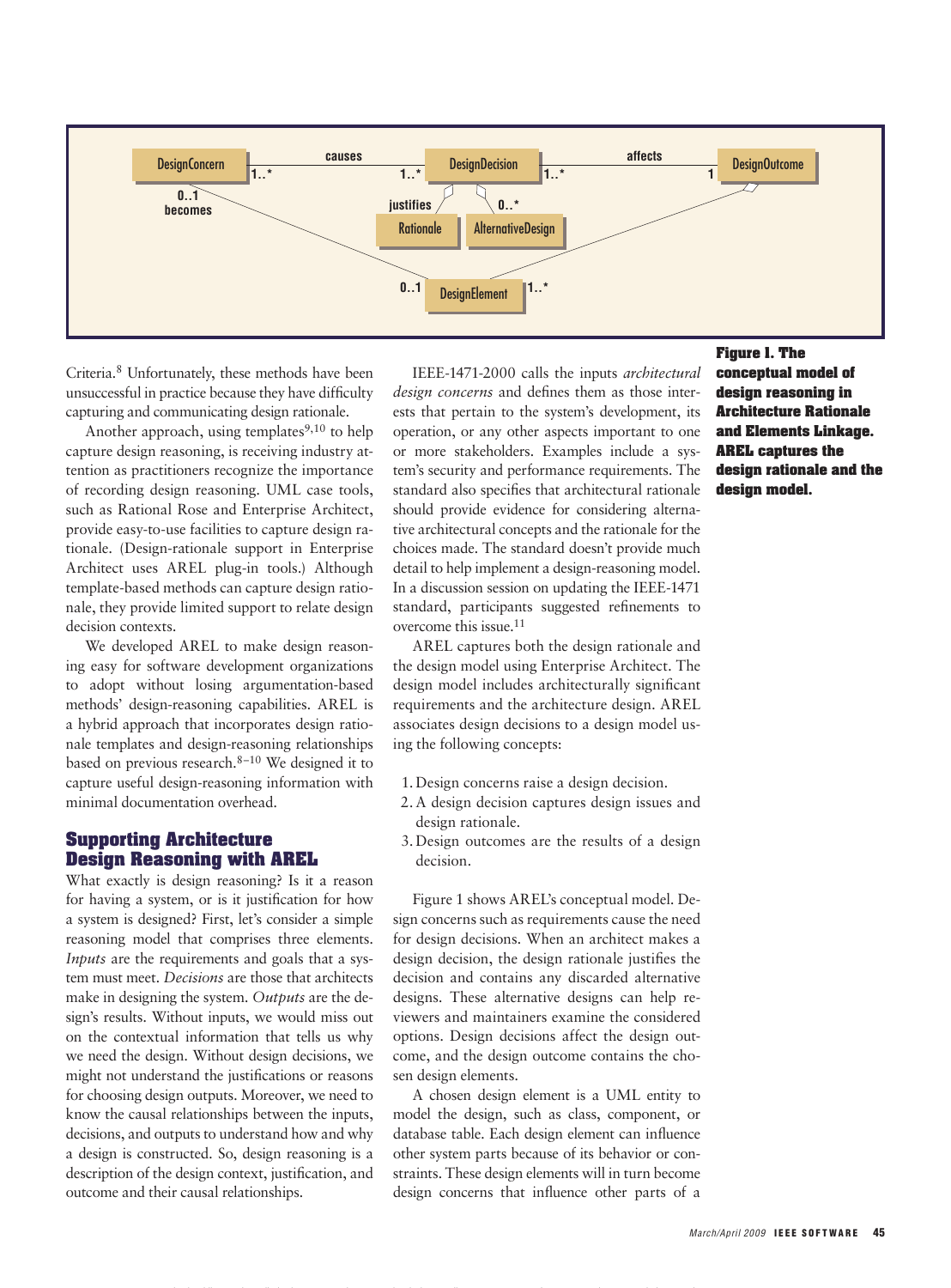DesignConcern

causes

DesignDecision

affects

DesignOutcome

1..*

1..*

1..*

1

0..1

becomes

justifies

0..*

Rationale

AlternativeDesign

0..1

DesignElement

1..*

**Figure 1. The conceptual model of design reasoning in Architecture Rationale and Elements Linkage. AREL captures the design rationale and the design model.**

Criteria.[8] Unfortunately, these methods have been unsuccessful in practice because they have difficulty capturing and communicating design rationale.

Another approach, using templates[9,10] to help capture design reasoning, is receiving industry attention as practitioners recognize the importance of recording design reasoning. UML case tools, such as Rational Rose and Enterprise Architect, provide easy-to-use facilities to capture design rationale. (Design-rationale support in Enterprise Architect uses AREL plug-in tools.) Although template-based methods can capture design rationale, they provide limited support to relate design decision contexts.

We developed AREL to make design reasoning easy for software development organizations to adopt without losing argumentation-based methods' design-reasoning capabilities. AREL is a hybrid approach that incorporates design rationale templates and design-reasoning relationships based on previous research.[8–10] We designed it to capture useful design-reasoning information with minimal documentation overhead.

## Supporting Architecture Design Reasoning with AREL

What exactly is design reasoning? Is it a reason for having a system, or is it justification for how a system is designed? First, let's consider a simple reasoning model that comprises three elements. *Inputs* are the requirements and goals that a system must meet. *Decisions* are those that architects make in designing the system. *Outputs* are the design's results. Without inputs, we would miss out on the contextual information that tells us why we need the design. Without design decisions, we might not understand the justifications or reasons for choosing design outputs. Moreover, we need to know the causal relationships between the inputs, decisions, and outputs to understand how and why a design is constructed. So, design reasoning is a description of the design context, justification, and outcome and their causal relationships.

IEEE-1471-2000 calls the inputs *architectural design concerns* and defines them as those interests that pertain to the system's development, its operation, or any other aspects important to one or more stakeholders. Examples include a system's security and performance requirements. The standard also specifies that architectural rationale should provide evidence for considering alternative architectural concepts and the rationale for the choices made. The standard doesn't provide much detail to help implement a design-reasoning model. In a discussion session on updating the IEEE-1471 standard, participants suggested refinements to overcome this issue.[11]

AREL captures both the design rationale and the design model using Enterprise Architect. The design model includes architecturally significant requirements and the architecture design. AREL associates design decisions to a design model using the following concepts:

1. Design concerns raise a design decision.
2. A design decision captures design issues and design rationale.
3. Design outcomes are the results of a design decision.

Figure 1 shows AREL's conceptual model. Design concerns such as requirements cause the need for design decisions. When an architect makes a design decision, the design rationale justifies the decision and contains any discarded alternative designs. These alternative designs can help reviewers and maintainers examine the considered options. Design decisions affect the design outcome, and the design outcome contains the chosen design elements.

A chosen design element is a UML entity to model the design, such as class, component, or database table. Each design element can influence other system parts because of its behavior or constraints. These design elements will in turn become design concerns that influence other parts of a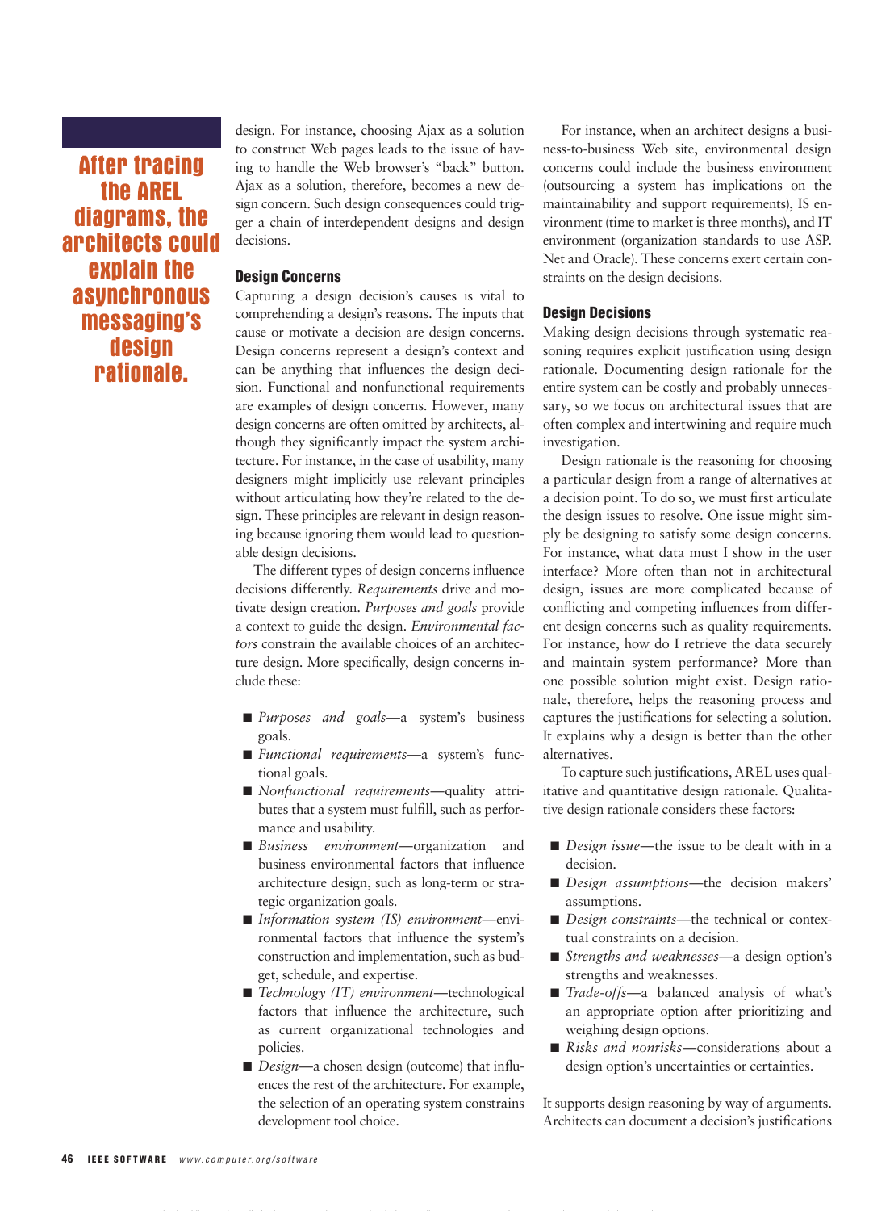design. For instance, choosing Ajax as a solution to construct Web pages leads to the issue of having to handle the Web browser's "back" button. Ajax as a solution, therefore, becomes a new design concern. Such design consequences could trigger a chain of interdependent designs and design decisions.

**After tracing the AREL diagrams, the architects could explain the asynchronous messaging's design rationale.**

## Design Concerns

Capturing a design decision's causes is vital to comprehending a design's reasons. The inputs that cause or motivate a decision are design concerns. Design concerns represent a design's context and can be anything that influences the design decision. Functional and nonfunctional requirements are examples of design concerns. However, many design concerns are often omitted by architects, although they significantly impact the system architecture. For instance, in the case of usability, many designers might implicitly use relevant principles without articulating how they're related to the design. These principles are relevant in design reasoning because ignoring them would lead to questionable design decisions.

The different types of design concerns influence decisions differently. *Requirements* drive and motivate design creation. *Purposes and goals* provide a context to guide the design. *Environmental factors* constrain the available choices of an architecture design. More specifically, design concerns include these:

- *Purposes and goals*—a system's business goals.
- *Functional requirements*—a system's functional goals.
- *Nonfunctional requirements*—quality attributes that a system must fulfill, such as performance and usability.
- *Business environment*—organization and business environmental factors that influence architecture design, such as long-term or strategic organization goals.
- *Information system (IS) environment*—environmental factors that influence the system's construction and implementation, such as budget, schedule, and expertise.
- *Technology (IT) environment*—technological factors that influence the architecture, such as current organizational technologies and policies.
- *Design*—a chosen design (outcome) that influences the rest of the architecture. For example, the selection of an operating system constrains development tool choice.

For instance, when an architect designs a business-to-business Web site, environmental design concerns could include the business environment (outsourcing a system has implications on the maintainability and support requirements), IS environment (time to market is three months), and IT environment (organization standards to use ASP.Net and Oracle). These concerns exert certain constraints on the design decisions.

## Design Decisions

Making design decisions through systematic reasoning requires explicit justification using design rationale. Documenting design rationale for the entire system can be costly and probably unnecessary, so we focus on architectural issues that are often complex and intertwining and require much investigation.

Design rationale is the reasoning for choosing a particular design from a range of alternatives at a decision point. To do so, we must first articulate the design issues to resolve. One issue might simply be designing to satisfy some design concerns. For instance, what data must I show in the user interface? More often than not in architectural design, issues are more complicated because of conflicting and competing influences from different design concerns such as quality requirements. For instance, how do I retrieve the data securely and maintain system performance? More than one possible solution might exist. Design rationale, therefore, helps the reasoning process and captures the justifications for selecting a solution. It explains why a design is better than the other alternatives.

To capture such justifications, AREL uses qualitative and quantitative design rationale. Qualitative design rationale considers these factors:

- *Design issue*—the issue to be dealt with in a decision.
- *Design assumptions*—the decision makers' assumptions.
- *Design constraints*—the technical or contextual constraints on a decision.
- *Strengths and weaknesses*—a design option's strengths and weaknesses.
- *Trade-offs*—a balanced analysis of what's an appropriate option after prioritizing and weighing design options.
- *Risks and nonrisks*—considerations about a design option's uncertainties or certainties.

It supports design reasoning by way of arguments. Architects can document a decision's justifications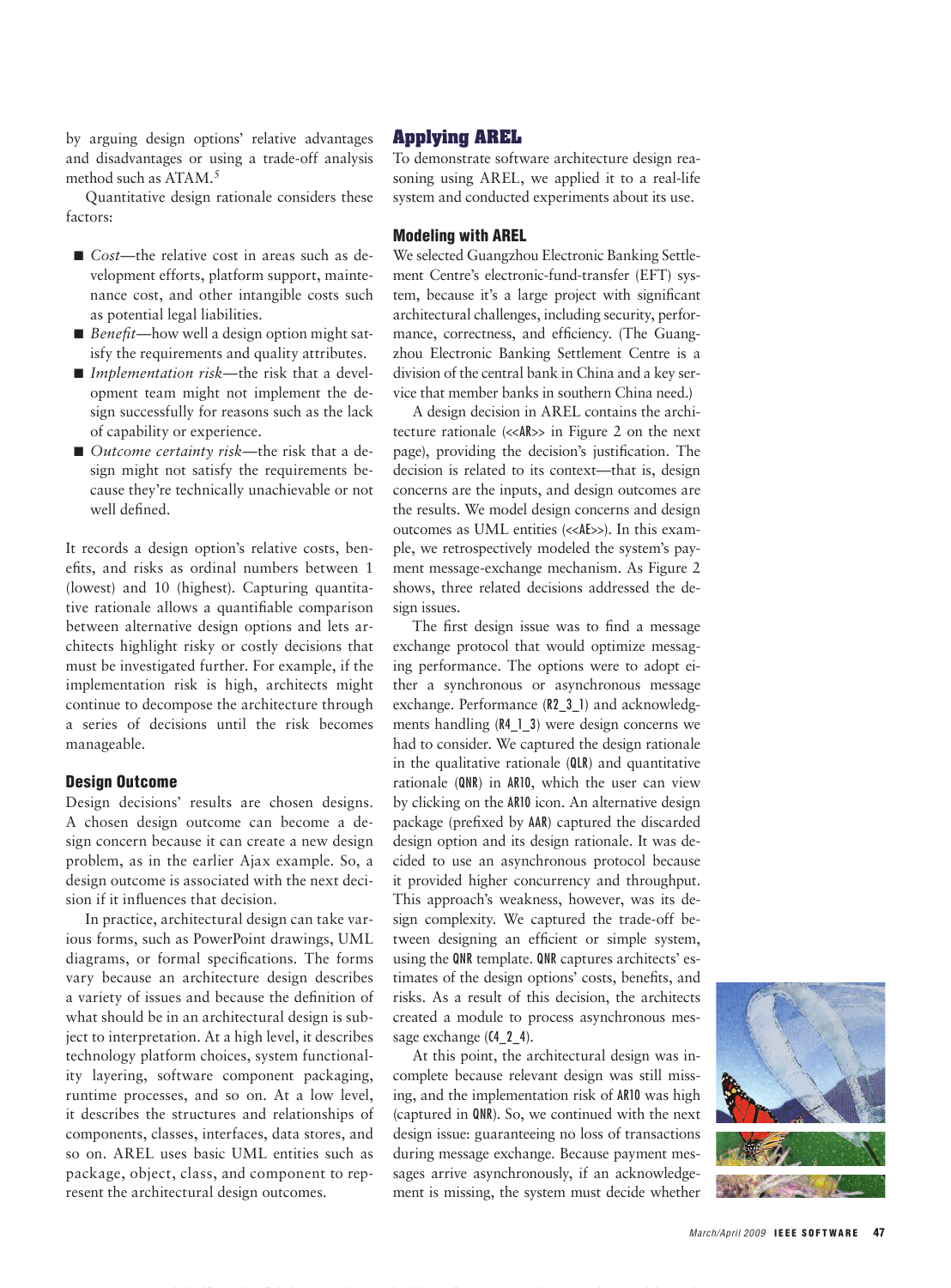by arguing design options' relative advantages and disadvantages or using a trade-off analysis method such as ATAM.[5]

Quantitative design rationale considers these factors:

- *Cost*—the relative cost in areas such as development efforts, platform support, maintenance cost, and other intangible costs such as potential legal liabilities.
- *Benefit*—how well a design option might satisfy the requirements and quality attributes.
- *Implementation risk*—the risk that a development team might not implement the design successfully for reasons such as the lack of capability or experience.
- *Outcome certainty risk*—the risk that a design might not satisfy the requirements because they're technically unachievable or not well defined.

It records a design option's relative costs, benefits, and risks as ordinal numbers between 1 (lowest) and 10 (highest). Capturing quantitative rationale allows a quantifiable comparison between alternative design options and lets architects highlight risky or costly decisions that must be investigated further. For example, if the implementation risk is high, architects might continue to decompose the architecture through a series of decisions until the risk becomes manageable.

### Design Outcome

Design decisions' results are chosen designs. A chosen design outcome can become a design concern because it can create a new design problem, as in the earlier Ajax example. So, a design outcome is associated with the next decision if it influences that decision.

In practice, architectural design can take various forms, such as PowerPoint drawings, UML diagrams, or formal specifications. The forms vary because an architecture design describes a variety of issues and because the definition of what should be in an architectural design is subject to interpretation. At a high level, it describes technology platform choices, system functionality layering, software component packaging, runtime processes, and so on. At a low level, it describes the structures and relationships of components, classes, interfaces, data stores, and so on. AREL uses basic UML entities such as package, object, class, and component to represent the architectural design outcomes.

## Applying AREL

To demonstrate software architecture design reasoning using AREL, we applied it to a real-life system and conducted experiments about its use.

### Modeling with AREL

We selected Guangzhou Electronic Banking Settlement Centre's electronic-fund-transfer (EFT) system, because it's a large project with significant architectural challenges, including security, performance, correctness, and efficiency. (The Guangzhou Electronic Banking Settlement Centre is a division of the central bank in China and a key service that member banks in southern China need.)

A design decision in AREL contains the architecture rationale (<<AR>> in Figure 2 on the next page), providing the decision's justification. The decision is related to its context—that is, design concerns are the inputs, and design outcomes are the results. We model design concerns and design outcomes as UML entities (<<AE>>). In this example, we retrospectively modeled the system's payment message-exchange mechanism. As Figure 2 shows, three related decisions addressed the design issues.

The first design issue was to find a message exchange protocol that would optimize messaging performance. The options were to adopt either a synchronous or asynchronous message exchange. Performance (R2_3_1) and acknowledgments handling (R4_1_3) were design concerns we had to consider. We captured the design rationale in the qualitative rationale (QLR) and quantitative rationale (QNR) in AR10, which the user can view by clicking on the AR10 icon. An alternative design package (prefixed by AAR) captured the discarded design option and its design rationale. It was decided to use an asynchronous protocol because it provided higher concurrency and throughput. This approach's weakness, however, was its design complexity. We captured the trade-off between designing an efficient or simple system, using the QNR template. QNR captures architects' estimates of the design options' costs, benefits, and risks. As a result of this decision, the architects created a module to process asynchronous message exchange (C4_2_4).

At this point, the architectural design was incomplete because relevant design was still missing, and the implementation risk of AR10 was high (captured in QNR). So, we continued with the next design issue: guaranteeing no loss of transactions during message exchange. Because payment messages arrive asynchronously, if an acknowledgement is missing, the system must decide whether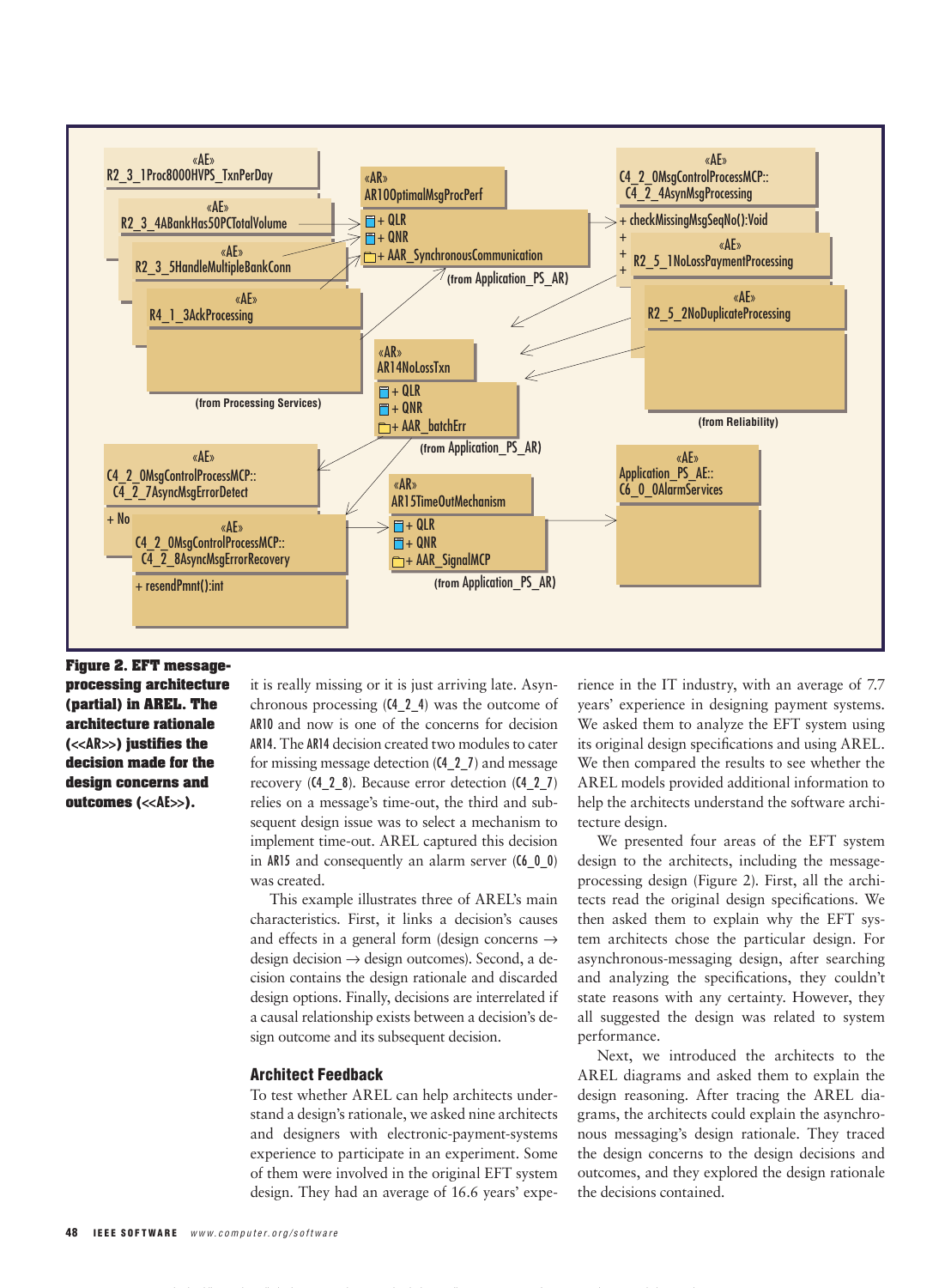**Figure 2. EFT message-processing architecture (partial) in AREL. The architecture rationale (<<AR>>) justifies the decision made for the design concerns and outcomes (<<AE>>).**

it is really missing or it is just arriving late. Asynchronous processing (C4_2_4) was the outcome of AR10 and now is one of the concerns for decision AR14. The AR14 decision created two modules to cater for missing message detection (C4_2_7) and message recovery (C4_2_8). Because error detection (C4_2_7) relies on a message's time-out, the third and subsequent design issue was to select a mechanism to implement time-out. AREL captured this decision in AR15 and consequently an alarm server (C6_0_0) was created.

This example illustrates three of AREL's main characteristics. First, it links a decision's causes and effects in a general form (design concerns → design decision → design outcomes). Second, a decision contains the design rationale and discarded design options. Finally, decisions are interrelated if a causal relationship exists between a decision's design outcome and its subsequent decision.

## Architect Feedback

To test whether AREL can help architects understand a design's rationale, we asked nine architects and designers with electronic-payment-systems experience to participate in an experiment. Some of them were involved in the original EFT system design. They had an average of 16.6 years' experience in the IT industry, with an average of 7.7 years' experience in designing payment systems. We asked them to analyze the EFT system using its original design specifications and using AREL. We then compared the results to see whether the AREL models provided additional information to help the architects understand the software architecture design.

We presented four areas of the EFT system design to the architects, including the message-processing design (Figure 2). First, all the architects read the original design specifications. We then asked them to explain why the EFT system architects chose the particular design. For asynchronous-messaging design, after searching and analyzing the specifications, they couldn't state reasons with any certainty. However, they all suggested the design was related to system performance.

Next, we introduced the architects to the AREL diagrams and asked them to explain the design reasoning. After tracing the AREL diagrams, the architects could explain the asynchronous messaging's design rationale. They traced the design concerns to the design decisions and outcomes, and they explored the design rationale the decisions contained.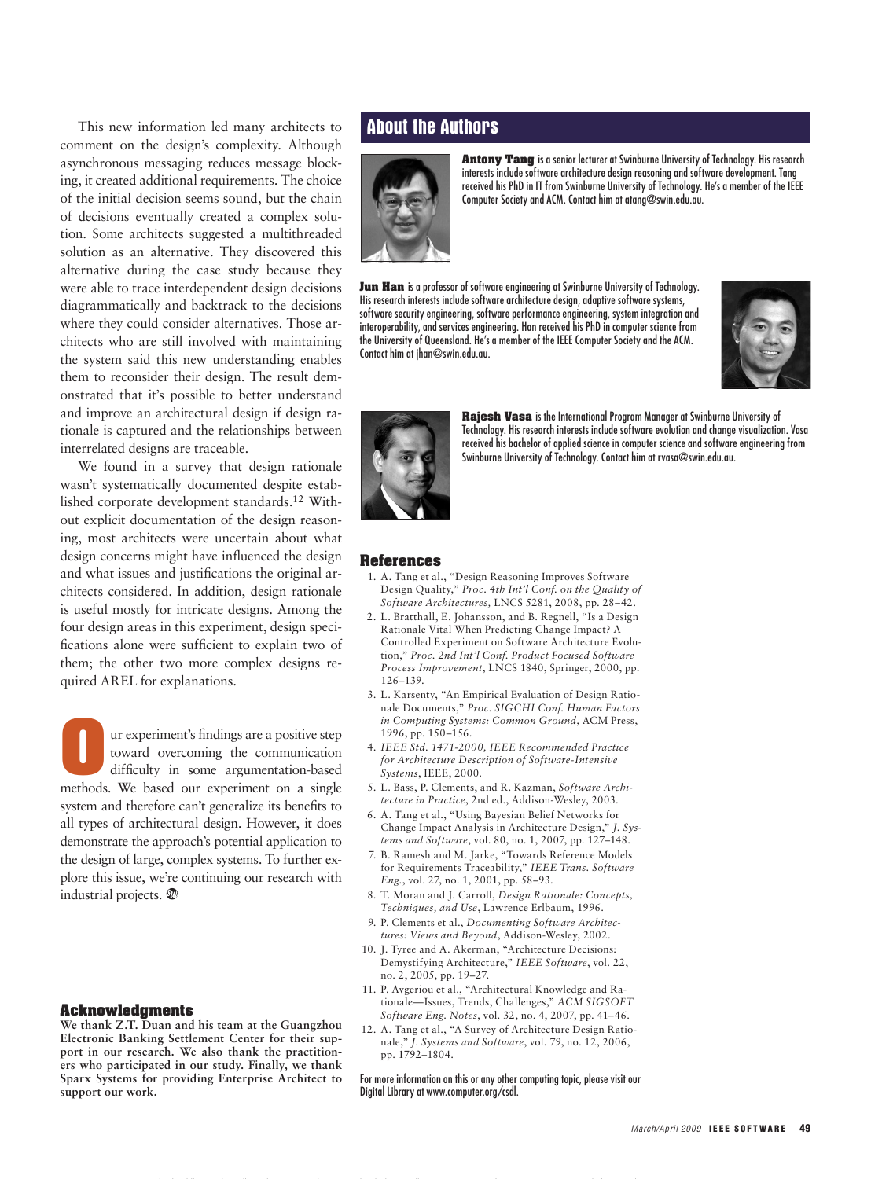This new information led many architects to comment on the design's complexity. Although asynchronous messaging reduces message blocking, it created additional requirements. The choice of the initial decision seems sound, but the chain of decisions eventually created a complex solution. Some architects suggested a multithreaded solution as an alternative. They discovered this alternative during the case study because they were able to trace interdependent design decisions diagrammatically and backtrack to the decisions where they could consider alternatives. Those architects who are still involved with maintaining the system said this new understanding enables them to reconsider their design. The result demonstrated that it's possible to better understand and improve an architectural design if design rationale is captured and the relationships between interrelated designs are traceable.

We found in a survey that design rationale wasn't systematically documented despite established corporate development standards.[12] Without explicit documentation of the design reasoning, most architects were uncertain about what design concerns might have influenced the design and what issues and justifications the original architects considered. In addition, design rationale is useful mostly for intricate designs. Among the four design areas in this experiment, design specifications alone were sufficient to explain two of them; the other two more complex designs required AREL for explanations.

Our experiment's findings are a positive step toward overcoming the communication difficulty in some argumentation-based methods. We based our experiment on a single system and therefore can't generalize its benefits to all types of architectural design. However, it does demonstrate the approach's potential application to the design of large, complex systems. To further explore this issue, we're continuing our research with industrial projects.

## Acknowledgments

**We thank Z.T. Duan and his team at the Guangzhou Electronic Banking Settlement Center for their support in our research. We also thank the practitioners who participated in our study. Finally, we thank Sparx Systems for providing Enterprise Architect to support our work.**

## About the Authors

**Antony Tang** is a senior lecturer at Swinburne University of Technology. His research interests include software architecture design reasoning and software development. Tang received his PhD in IT from Swinburne University of Technology. He's a member of the IEEE Computer Society and ACM. Contact him at atang@swin.edu.au.

**Jun Han** is a professor of software engineering at Swinburne University of Technology. His research interests include software architecture design, adaptive software systems, software security engineering, software performance engineering, system integration and interoperability, and services engineering. Han received his PhD in computer science from the University of Queensland. He's a member of the IEEE Computer Society and the ACM. Contact him at jhan@swin.edu.au.

**Rajesh Vasa** is the International Program Manager at Swinburne University of Technology. His research interests include software evolution and change visualization. Vasa received his bachelor of applied science in computer science and software engineering from Swinburne University of Technology. Contact him at rvasa@swin.edu.au.

## References

1. A. Tang et al., "Design Reasoning Improves Software Design Quality," *Proc. 4th Int'l Conf. on the Quality of Software Architectures,* LNCS 5281, 2008, pp. 28–42.
2. L. Bratthall, E. Johansson, and B. Regnell, "Is a Design Rationale Vital When Predicting Change Impact? A Controlled Experiment on Software Architecture Evolution," *Proc. 2nd Int'l Conf. Product Focused Software Process Improvement*, LNCS 1840, Springer, 2000, pp. 126–139.
3. L. Karsenty, "An Empirical Evaluation of Design Rationale Documents," *Proc. SIGCHI Conf. Human Factors in Computing Systems: Common Ground*, ACM Press, 1996, pp. 150–156.
4. *IEEE Std. 1471-2000, IEEE Recommended Practice for Architecture Description of Software-Intensive Systems*, IEEE, 2000.
5. L. Bass, P. Clements, and R. Kazman, *Software Architecture in Practice*, 2nd ed., Addison-Wesley, 2003.
6. A. Tang et al., "Using Bayesian Belief Networks for Change Impact Analysis in Architecture Design," *J. Systems and Software*, vol. 80, no. 1, 2007, pp. 127–148.
7. B. Ramesh and M. Jarke, "Towards Reference Models for Requirements Traceability," *IEEE Trans. Software Eng.*, vol. 27, no. 1, 2001, pp. 58–93.
8. T. Moran and J. Carroll, *Design Rationale: Concepts, Techniques, and Use*, Lawrence Erlbaum, 1996.
9. P. Clements et al., *Documenting Software Architectures: Views and Beyond*, Addison-Wesley, 2002.
10. J. Tyree and A. Akerman, "Architecture Decisions: Demystifying Architecture," *IEEE Software*, vol. 22, no. 2, 2005, pp. 19–27.
11. P. Avgeriou et al., "Architectural Knowledge and Rationale—Issues, Trends, Challenges," *ACM SIGSOFT Software Eng. Notes*, vol. 32, no. 4, 2007, pp. 41–46.
12. A. Tang et al., "A Survey of Architecture Design Rationale," *J. Systems and Software*, vol. 79, no. 12, 2006, pp. 1792–1804.

For more information on this or any other computing topic, please visit our Digital Library at www.computer.org/csdl.